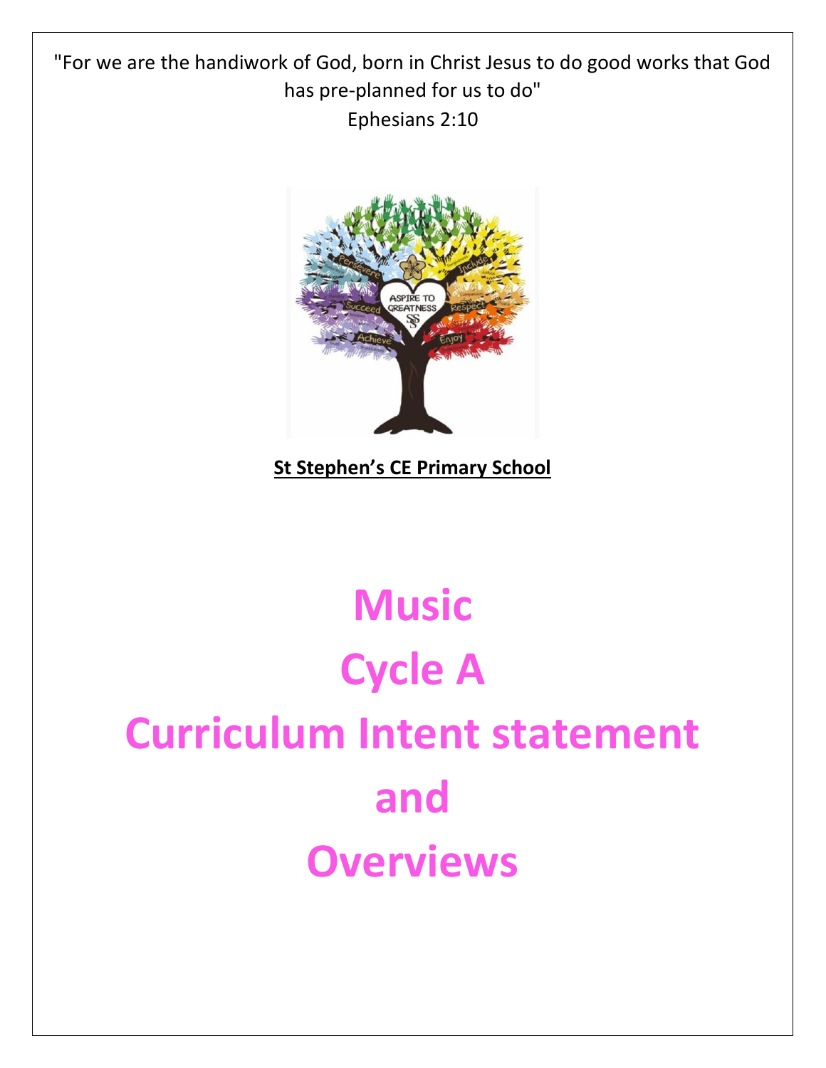"For we are the handiwork of God, born in Christ Jesus to do good works that God has pre-planned for us to do"

Ephesians 2:10

**St Stephen's CE Primary School**

# Music

# Cycle A

# Curriculum Intent statement

# and

# Overviews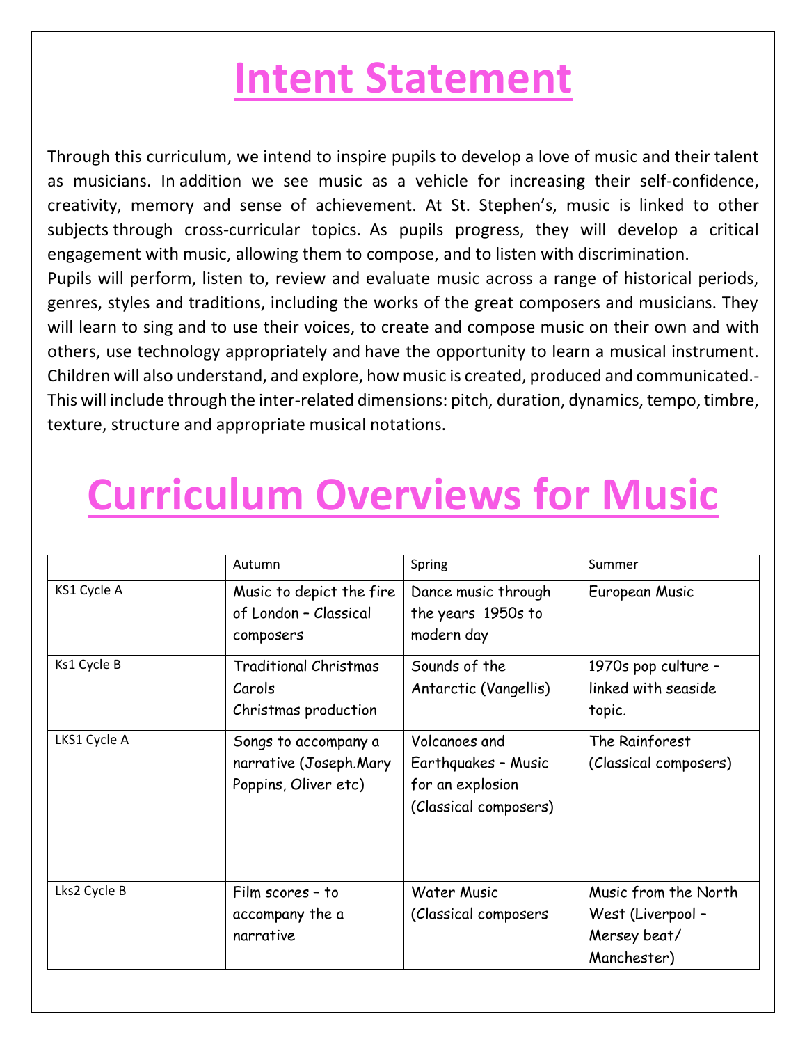# Intent Statement

Through this curriculum, we intend to inspire pupils to develop a love of music and their talent as musicians. In addition we see music as a vehicle for increasing their self-confidence, creativity, memory and sense of achievement. At St. Stephen's, music is linked to other subjects through cross-curricular topics. As pupils progress, they will develop a critical engagement with music, allowing them to compose, and to listen with discrimination.
Pupils will perform, listen to, review and evaluate music across a range of historical periods, genres, styles and traditions, including the works of the great composers and musicians. They will learn to sing and to use their voices, to create and compose music on their own and with others, use technology appropriately and have the opportunity to learn a musical instrument. Children will also understand, and explore, how music is created, produced and communicated.- This will include through the inter-related dimensions: pitch, duration, dynamics, tempo, timbre, texture, structure and appropriate musical notations.

# Curriculum Overviews for Music

| | Autumn | Spring | Summer |
|---|---|---|---|
| KS1 Cycle A | Music to depict the fire of London – Classical composers | Dance music through the years 1950s to modern day | European Music |
| Ks1 Cycle B | Traditional Christmas Carols<br>Christmas production | Sounds of the Antarctic (Vangellis) | 1970s pop culture – linked with seaside topic. |
| LKS1 Cycle A | Songs to accompany a narrative (Joseph.Mary Poppins, Oliver etc) | Volcanoes and Earthquakes – Music for an explosion (Classical composers) | The Rainforest (Classical composers) |
| Lks2 Cycle B | Film scores – to accompany the a narrative | Water Music (Classical composers | Music from the North West (Liverpool – Mersey beat/ Manchester) |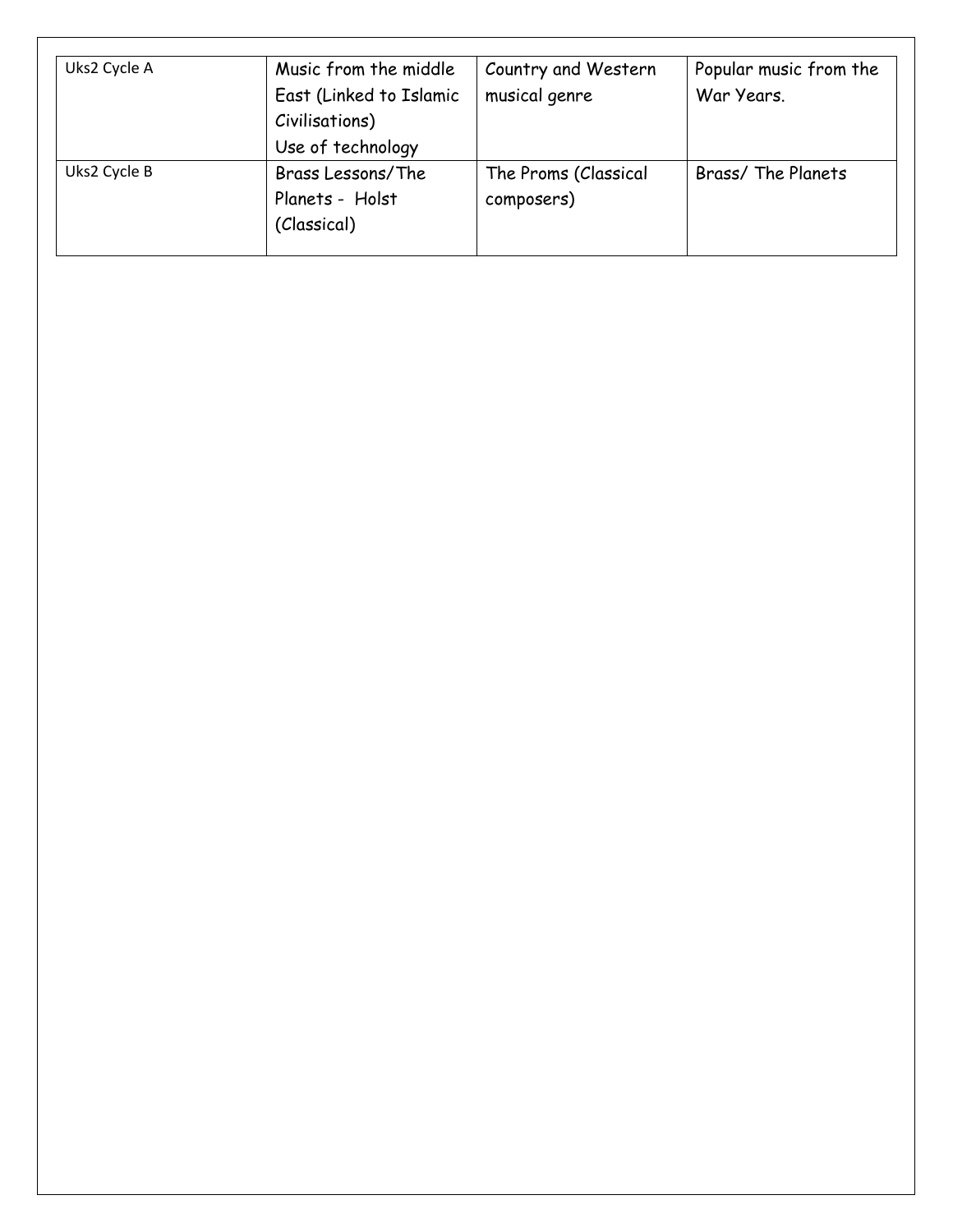| | | | |
|---|---|---|---|
| Uks2 Cycle A | Music from the middle East (Linked to Islamic Civilisations)<br>Use of technology | Country and Western musical genre | Popular music from the War Years. |
| Uks2 Cycle B | Brass Lessons/The Planets - Holst (Classical) | The Proms (Classical composers) | Brass/ The Planets |